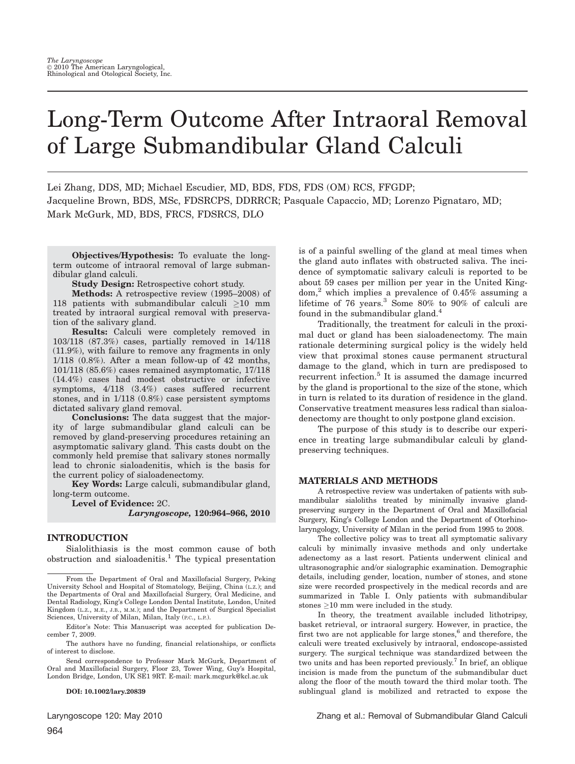# Long-Term Outcome After Intraoral Removal of Large Submandibular Gland Calculi

Lei Zhang, DDS, MD; Michael Escudier, MD, BDS, FDS, FDS (OM) RCS, FFGDP; Jacqueline Brown, BDS, MSc, FDSRCPS, DDRRCR; Pasquale Capaccio, MD; Lorenzo Pignataro, MD; Mark McGurk, MD, BDS, FRCS, FDSRCS, DLO

**Objectives/Hypothesis:** To evaluate the long-term outcome of intraoral removal of large submandibular gland calculi.

**Study Design:** Retrospective cohort study.

**Methods:** A retrospective review (1995–2008) of 118 patients with submandibular calculi ≥10 mm treated by intraoral surgical removal with preservation of the salivary gland.

**Results:** Calculi were completely removed in 103/118 (87.3%) cases, partially removed in 14/118 (11.9%), with failure to remove any fragments in only 1/118 (0.8%). After a mean follow-up of 42 months, 101/118 (85.6%) cases remained asymptomatic, 17/118 (14.4%) cases had modest obstructive or infective symptoms, 4/118 (3.4%) cases suffered recurrent stones, and in 1/118 (0.8%) case persistent symptoms dictated salivary gland removal.

**Conclusions:** The data suggest that the majority of large submandibular gland calculi can be removed by gland-preserving procedures retaining an asymptomatic salivary gland. This casts doubt on the commonly held premise that salivary stones normally lead to chronic sialoadenitis, which is the basis for the current policy of sialoadenectomy.

**Key Words:** Large calculi, submandibular gland, long-term outcome.

**Level of Evidence:** 2C.

*Laryngoscope*, 120:964–966, 2010

## INTRODUCTION

Sialolithiasis is the most common cause of both obstruction and sialoadenitis.[1] The typical presentation is of a painful swelling of the gland at meal times when the gland auto inflates with obstructed saliva. The incidence of symptomatic salivary calculi is reported to be about 59 cases per million per year in the United Kingdom,[2] which implies a prevalence of 0.45% assuming a lifetime of 76 years.[3] Some 80% to 90% of calculi are found in the submandibular gland.[4]

Traditionally, the treatment for calculi in the proximal duct or gland has been sialoadenectomy. The main rationale determining surgical policy is the widely held view that proximal stones cause permanent structural damage to the gland, which in turn are predisposed to recurrent infection.[5] It is assumed the damage incurred by the gland is proportional to the size of the stone, which in turn is related to its duration of residence in the gland. Conservative treatment measures less radical than sialoadenectomy are thought to only postpone gland excision.

The purpose of this study is to describe our experience in treating large submandibular calculi by gland-preserving techniques.

## MATERIALS AND METHODS

A retrospective review was undertaken of patients with submandibular sialoliths treated by minimally invasive gland-preserving surgery in the Department of Oral and Maxillofacial Surgery, King's College London and the Department of Otorhinolaryngology, University of Milan in the period from 1995 to 2008.

The collective policy was to treat all symptomatic salivary calculi by minimally invasive methods and only undertake adenectomy as a last resort. Patients underwent clinical and ultrasonographic and/or sialographic examination. Demographic details, including gender, location, number of stones, and stone size were recorded prospectively in the medical records and are summarized in Table I. Only patients with submandibular stones ≥10 mm were included in the study.

In theory, the treatment available included lithotripsy, basket retrieval, or intraoral surgery. However, in practice, the first two are not applicable for large stones,[6] and therefore, the calculi were treated exclusively by intraoral, endoscope-assisted surgery. The surgical technique was standardized between the two units and has been reported previously.[7] In brief, an oblique incision is made from the punctum of the submandibular duct along the floor of the mouth toward the third molar tooth. The sublingual gland is mobilized and retracted to expose the

---

From the Department of Oral and Maxillofacial Surgery, Peking University School and Hospital of Stomatology, Beijing, China (L.Z.); and the Departments of Oral and Maxillofacial Surgery, Oral Medicine, and Dental Radiology, King's College London Dental Institute, London, United Kingdom (L.Z., M.E., J.B., M.M.); and the Department of Surgical Specialist Sciences, University of Milan, Milan, Italy (P.C., L.P.).

Editor's Note: This Manuscript was accepted for publication December 7, 2009.

The authors have no funding, financial relationships, or conflicts of interest to disclose.

Send correspondence to Professor Mark McGurk, Department of Oral and Maxillofacial Surgery, Floor 23, Tower Wing, Guy's Hospital, London Bridge, London, UK SE1 9RT. E-mail: mark.mcgurk@kcl.ac.uk

**DOI: 10.1002/lary.20839**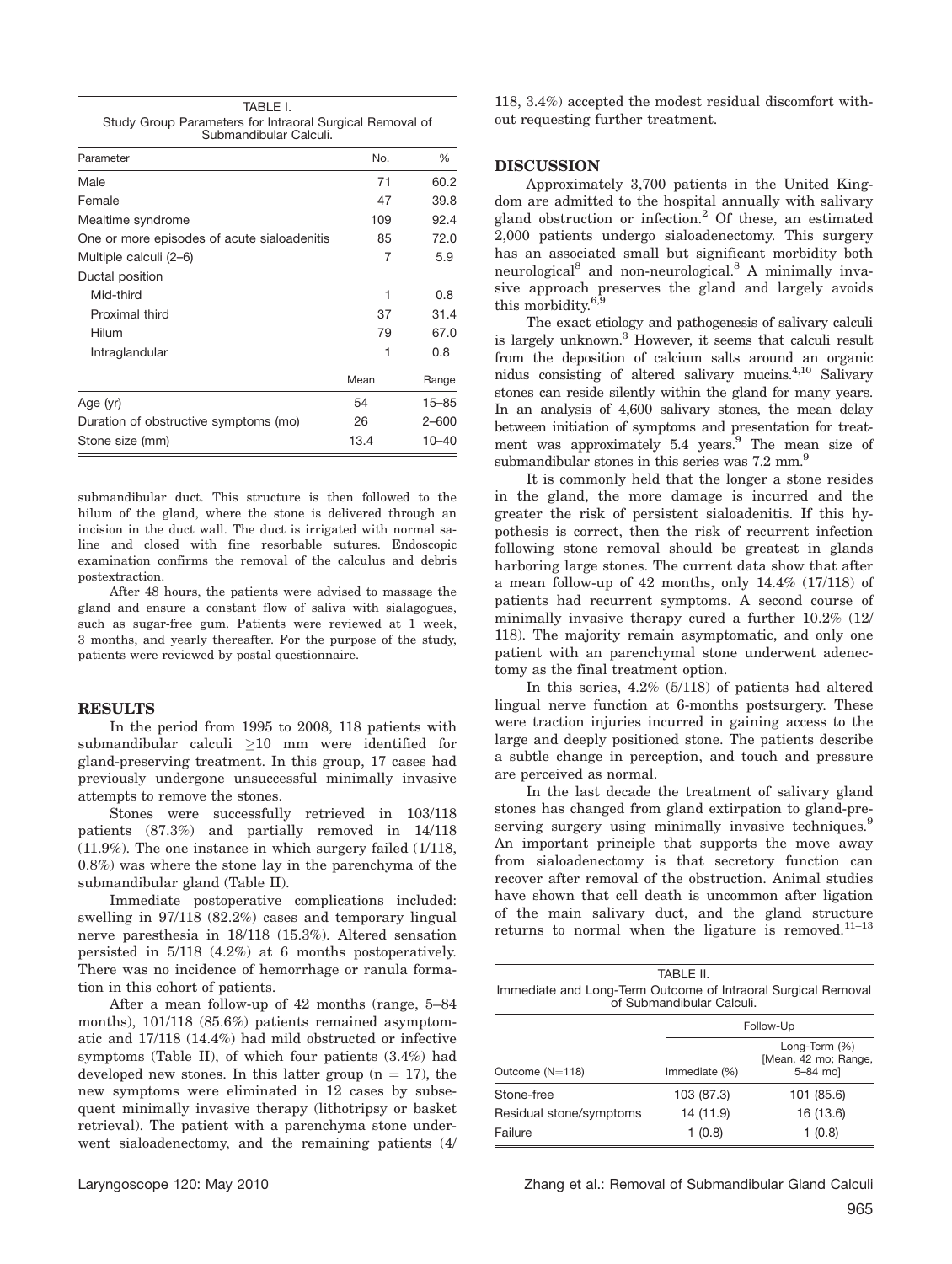TABLE I.
Study Group Parameters for Intraoral Surgical Removal of Submandibular Calculi.

| Parameter | No. | % |
|---|---|---|
| Male | 71 | 60.2 |
| Female | 47 | 39.8 |
| Mealtime syndrome | 109 | 92.4 |
| One or more episodes of acute sialoadenitis | 85 | 72.0 |
| Multiple calculi (2–6) | 7 | 5.9 |
| Ductal position | | |
| Mid-third | 1 | 0.8 |
| Proximal third | 37 | 31.4 |
| Hilum | 79 | 67.0 |
| Intraglandular | 1 | 0.8 |
| | Mean | Range |
| Age (yr) | 54 | 15–85 |
| Duration of obstructive symptoms (mo) | 26 | 2–600 |
| Stone size (mm) | 13.4 | 10–40 |

submandibular duct. This structure is then followed to the hilum of the gland, where the stone is delivered through an incision in the duct wall. The duct is irrigated with normal saline and closed with fine resorbable sutures. Endoscopic examination confirms the removal of the calculus and debris postextraction.

After 48 hours, the patients were advised to massage the gland and ensure a constant flow of saliva with sialagogues, such as sugar-free gum. Patients were reviewed at 1 week, 3 months, and yearly thereafter. For the purpose of the study, patients were reviewed by postal questionnaire.

## RESULTS

In the period from 1995 to 2008, 118 patients with submandibular calculi $\geq$10 mm were identified for gland-preserving treatment. In this group, 17 cases had previously undergone unsuccessful minimally invasive attempts to remove the stones.

Stones were successfully retrieved in 103/118 patients (87.3%) and partially removed in 14/118 (11.9%). The one instance in which surgery failed (1/118, 0.8%) was where the stone lay in the parenchyma of the submandibular gland (Table II).

Immediate postoperative complications included: swelling in 97/118 (82.2%) cases and temporary lingual nerve paresthesia in 18/118 (15.3%). Altered sensation persisted in 5/118 (4.2%) at 6 months postoperatively. There was no incidence of hemorrhage or ranula formation in this cohort of patients.

After a mean follow-up of 42 months (range, 5–84 months), 101/118 (85.6%) patients remained asymptomatic and 17/118 (14.4%) had mild obstructed or infective symptoms (Table II), of which four patients (3.4%) had developed new stones. In this latter group ($n = 17$), the new symptoms were eliminated in 12 cases by subsequent minimally invasive therapy (lithotripsy or basket retrieval). The patient with a parenchyma stone underwent sialoadenectomy, and the remaining patients (4/118, 3.4%) accepted the modest residual discomfort without requesting further treatment.

## DISCUSSION

Approximately 3,700 patients in the United Kingdom are admitted to the hospital annually with salivary gland obstruction or infection.[2] Of these, an estimated 2,000 patients undergo sialoadenectomy. This surgery has an associated small but significant morbidity both neurological[8] and non-neurological.[8] A minimally invasive approach preserves the gland and largely avoids this morbidity.[6,9]

The exact etiology and pathogenesis of salivary calculi is largely unknown.[3] However, it seems that calculi result from the deposition of calcium salts around an organic nidus consisting of altered salivary mucins.[4,10] Salivary stones can reside silently within the gland for many years. In an analysis of 4,600 salivary stones, the mean delay between initiation of symptoms and presentation for treatment was approximately 5.4 years.[9] The mean size of submandibular stones in this series was 7.2 mm.[9]

It is commonly held that the longer a stone resides in the gland, the more damage is incurred and the greater the risk of persistent sialoadenitis. If this hypothesis is correct, then the risk of recurrent infection following stone removal should be greatest in glands harboring large stones. The current data show that after a mean follow-up of 42 months, only 14.4% (17/118) of patients had recurrent symptoms. A second course of minimally invasive therapy cured a further 10.2% (12/118). The majority remain asymptomatic, and only one patient with an parenchymal stone underwent adenectomy as the final treatment option.

In this series, 4.2% (5/118) of patients had altered lingual nerve function at 6-months postsurgery. These were traction injuries incurred in gaining access to the large and deeply positioned stone. The patients describe a subtle change in perception, and touch and pressure are perceived as normal.

In the last decade the treatment of salivary gland stones has changed from gland extirpation to gland-preserving surgery using minimally invasive techniques.[9] An important principle that supports the move away from sialoadenectomy is that secretory function can recover after removal of the obstruction. Animal studies have shown that cell death is uncommon after ligation of the main salivary duct, and the gland structure returns to normal when the ligature is removed.[11–13]

TABLE II.
Immediate and Long-Term Outcome of Intraoral Surgical Removal of Submandibular Calculi.

| | Follow-Up | |
|---|---|---|
| Outcome (N=118) | Immediate (%) | Long-Term (%) [Mean, 42 mo; Range, 5–84 mo] |
| Stone-free | 103 (87.3) | 101 (85.6) |
| Residual stone/symptoms | 14 (11.9) | 16 (13.6) |
| Failure | 1 (0.8) | 1 (0.8) |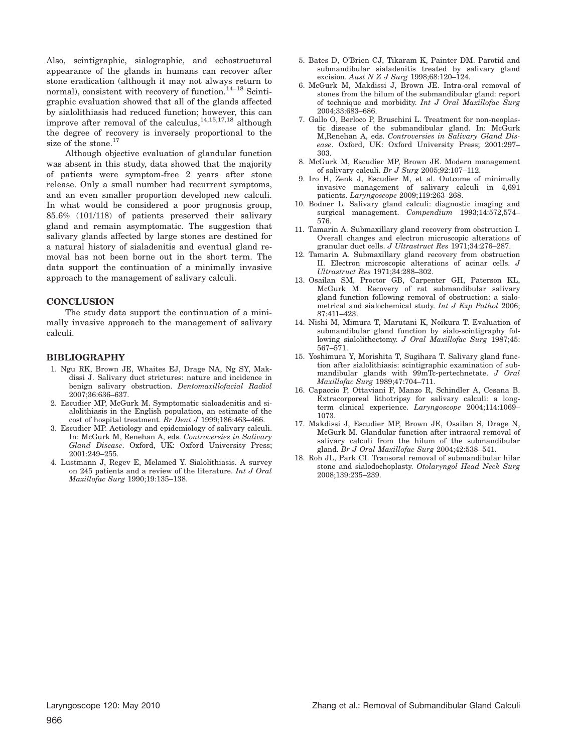Also, scintigraphic, sialographic, and echostructural appearance of the glands in humans can recover after stone eradication (although it may not always return to normal), consistent with recovery of function.[14–18] Scintigraphic evaluation showed that all of the glands affected by sialolithiasis had reduced function; however, this can improve after removal of the calculus,[14,15,17,18] although the degree of recovery is inversely proportional to the size of the stone.[17]

Although objective evaluation of glandular function was absent in this study, data showed that the majority of patients were symptom-free 2 years after stone release. Only a small number had recurrent symptoms, and an even smaller proportion developed new calculi. In what would be considered a poor prognosis group, 85.6% (101/118) of patients preserved their salivary gland and remain asymptomatic. The suggestion that salivary glands affected by large stones are destined for a natural history of sialadenitis and eventual gland removal has not been borne out in the short term. The data support the continuation of a minimally invasive approach to the management of salivary calculi.

## CONCLUSION

The study data support the continuation of a minimally invasive approach to the management of salivary calculi.

## BIBLIOGRAPHY

1. Ngu RK, Brown JE, Whaites EJ, Drage NA, Ng SY, Makdissi J. Salivary duct strictures: nature and incidence in benign salivary obstruction. *Dentomaxillofacial Radiol* 2007;36:636–637.
2. Escudier MP, McGurk M. Symptomatic sialoadenitis and sialolithiasis in the English population, an estimate of the cost of hospital treatment. *Br Dent J* 1999;186:463–466.
3. Escudier MP. Aetiology and epidemiology of salivary calculi. In: McGurk M, Renehan A, eds. *Controversies in Salivary Gland Disease*. Oxford, UK: Oxford University Press; 2001:249–255.
4. Lustmann J, Regev E, Melamed Y. Sialolithiasis. A survey on 245 patients and a review of the literature. *Int J Oral Maxillofac Surg* 1990;19:135–138.
5. Bates D, O'Brien CJ, Tikaram K, Painter DM. Parotid and submandibular sialadenitis treated by salivary gland excision. *Aust N Z J Surg* 1998;68:120–124.
6. McGurk M, Makdissi J, Brown JE. Intra-oral removal of stones from the hilum of the submandibular gland: report of technique and morbidity. *Int J Oral Maxillofac Surg* 2004;33:683–686.
7. Gallo O, Berloco P, Bruschini L. Treatment for non-neoplastic disease of the submandibular gland. In: McGurk M,Renehan A, eds. *Controversies in Salivary Gland Disease*. Oxford, UK: Oxford University Press; 2001:297–303.
8. McGurk M, Escudier MP, Brown JE. Modern management of salivary calculi. *Br J Surg* 2005;92:107–112.
9. Iro H, Zenk J, Escudier M, et al. Outcome of minimally invasive management of salivary calculi in 4,691 patients. *Laryngoscope* 2009;119:263–268.
10. Bodner L. Salivary gland calculi: diagnostic imaging and surgical management. *Compendium* 1993;14:572,574–576.
11. Tamarin A. Submaxillary gland recovery from obstruction I. Overall changes and electron microscopic alterations of granular duct cells. *J Ultrastruct Res* 1971;34:276–287.
12. Tamarin A. Submaxillary gland recovery from obstruction II. Electron microscopic alterations of acinar cells. *J Ultrastruct Res* 1971;34:288–302.
13. Osailan SM, Proctor GB, Carpenter GH, Paterson KL, McGurk M. Recovery of rat submandibular salivary gland function following removal of obstruction: a sialometrical and sialochemical study. *Int J Exp Pathol* 2006; 87:411–423.
14. Nishi M, Mimura T, Marutani K, Noikura T. Evaluation of submandibular gland function by sialo-scintigraphy following sialolithectomy. *J Oral Maxillofac Surg* 1987;45: 567–571.
15. Yoshimura Y, Morishita T, Sugihara T. Salivary gland function after sialolithiasis: scintigraphic examination of submandibular glands with 99mTc-pertechnetate. *J Oral Maxillofac Surg* 1989;47:704–711.
16. Capaccio P, Ottaviani F, Manzo R, Schindler A, Cesana B. Extracorporeal lithotripsy for salivary calculi: a long-term clinical experience. *Laryngoscope* 2004;114:1069–1073.
17. Makdissi J, Escudier MP, Brown JE, Osailan S, Drage N, McGurk M. Glandular function after intraoral removal of salivary calculi from the hilum of the submandibular gland. *Br J Oral Maxillofac Surg* 2004;42:538–541.
18. Roh JL, Park CI. Transoral removal of submandibular hilar stone and sialodochoplasty. *Otolaryngol Head Neck Surg* 2008;139:235–239.